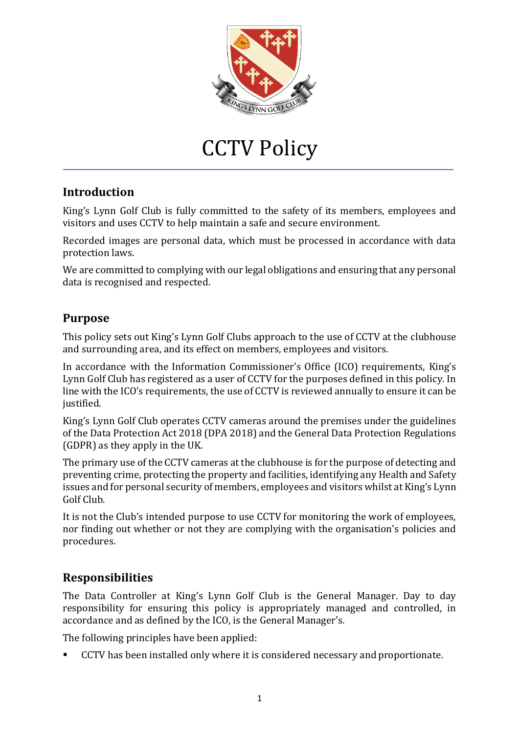# CCTV Policy

## Introduction

King's Lynn Golf Club is fully committed to the safety of its members, employees and visitors and uses CCTV to help maintain a safe and secure environment.

Recorded images are personal data, which must be processed in accordance with data protection laws.

We are committed to complying with our legal obligations and ensuring that any personal data is recognised and respected.

## Purpose

This policy sets out King's Lynn Golf Clubs approach to the use of CCTV at the clubhouse and surrounding area, and its effect on members, employees and visitors.

In accordance with the Information Commissioner's Office (ICO) requirements, King's Lynn Golf Club has registered as a user of CCTV for the purposes defined in this policy. In line with the ICO's requirements, the use of CCTV is reviewed annually to ensure it can be justified.

King's Lynn Golf Club operates CCTV cameras around the premises under the guidelines of the Data Protection Act 2018 (DPA 2018) and the General Data Protection Regulations (GDPR) as they apply in the UK.

The primary use of the CCTV cameras at the clubhouse is for the purpose of detecting and preventing crime, protecting the property and facilities, identifying any Health and Safety issues and for personal security of members, employees and visitors whilst at King's Lynn Golf Club.

It is not the Club's intended purpose to use CCTV for monitoring the work of employees, nor finding out whether or not they are complying with the organisation's policies and procedures.

## Responsibilities

The Data Controller at King's Lynn Golf Club is the General Manager. Day to day responsibility for ensuring this policy is appropriately managed and controlled, in accordance and as defined by the ICO, is the General Manager's.

The following principles have been applied:

- CCTV has been installed only where it is considered necessary and proportionate.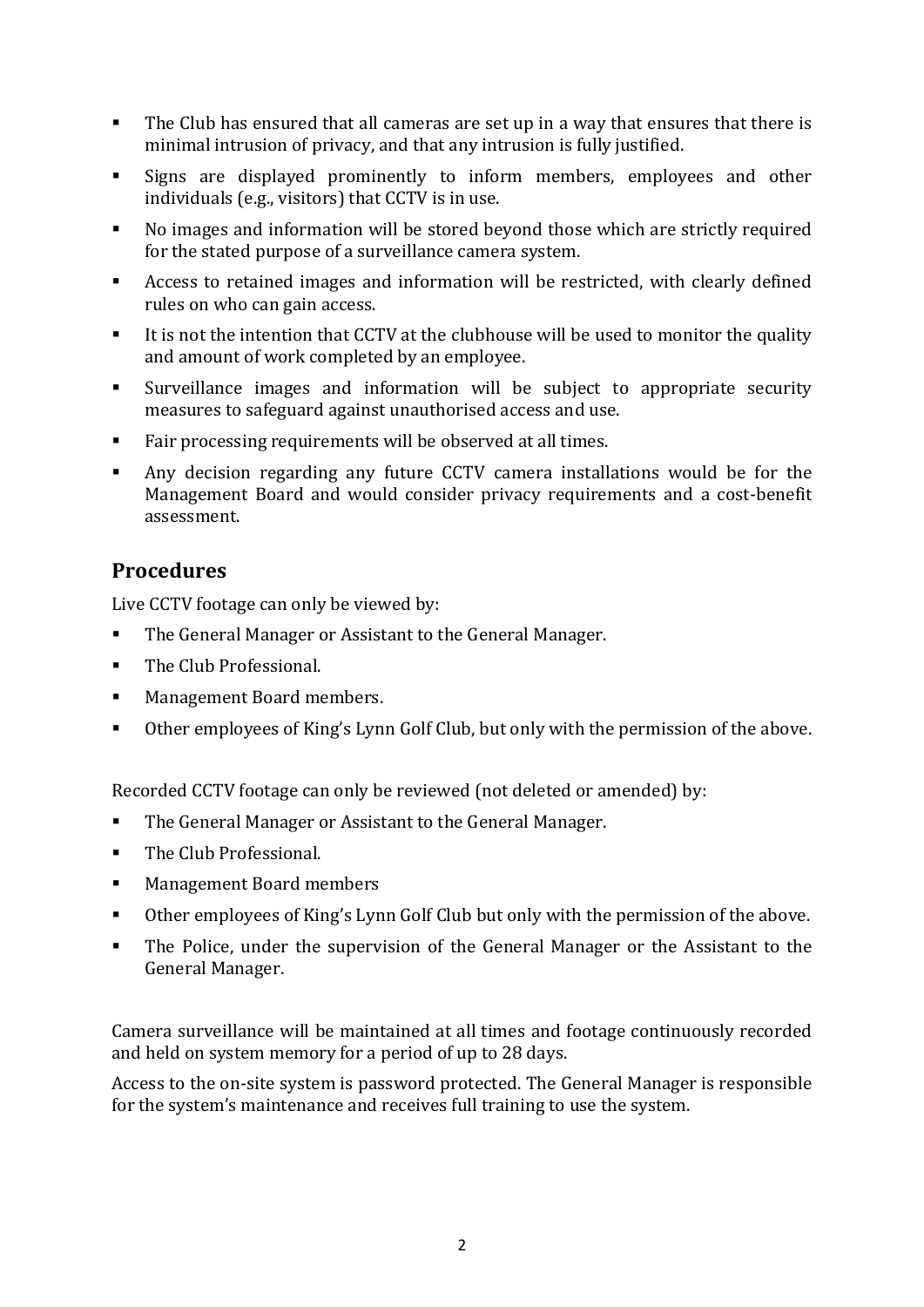- The Club has ensured that all cameras are set up in a way that ensures that there is minimal intrusion of privacy, and that any intrusion is fully justified.
- Signs are displayed prominently to inform members, employees and other individuals (e.g., visitors) that CCTV is in use.
- No images and information will be stored beyond those which are strictly required for the stated purpose of a surveillance camera system.
- Access to retained images and information will be restricted, with clearly defined rules on who can gain access.
- It is not the intention that CCTV at the clubhouse will be used to monitor the quality and amount of work completed by an employee.
- Surveillance images and information will be subject to appropriate security measures to safeguard against unauthorised access and use.
- Fair processing requirements will be observed at all times.
- Any decision regarding any future CCTV camera installations would be for the Management Board and would consider privacy requirements and a cost-benefit assessment.

## Procedures

Live CCTV footage can only be viewed by:

- The General Manager or Assistant to the General Manager.
- The Club Professional.
- Management Board members.
- Other employees of King's Lynn Golf Club, but only with the permission of the above.

Recorded CCTV footage can only be reviewed (not deleted or amended) by:

- The General Manager or Assistant to the General Manager.
- The Club Professional.
- Management Board members
- Other employees of King's Lynn Golf Club but only with the permission of the above.
- The Police, under the supervision of the General Manager or the Assistant to the General Manager.

Camera surveillance will be maintained at all times and footage continuously recorded and held on system memory for a period of up to 28 days.

Access to the on-site system is password protected. The General Manager is responsible for the system's maintenance and receives full training to use the system.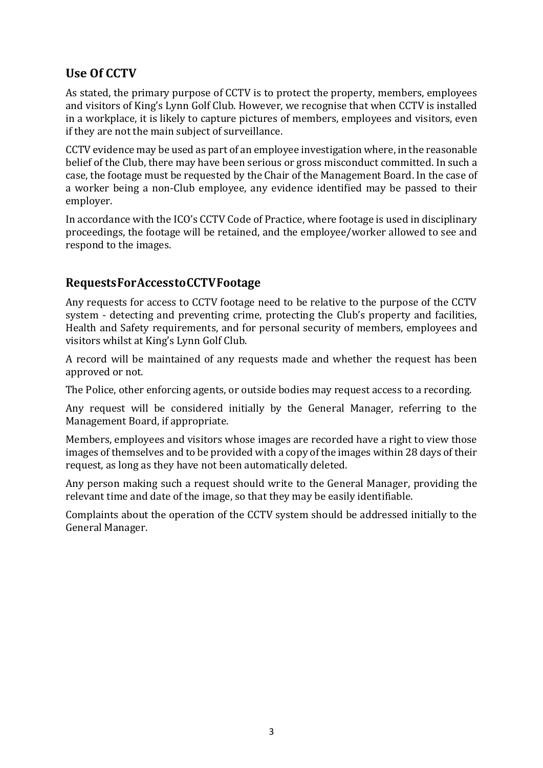## Use Of CCTV

As stated, the primary purpose of CCTV is to protect the property, members, employees and visitors of King's Lynn Golf Club. However, we recognise that when CCTV is installed in a workplace, it is likely to capture pictures of members, employees and visitors, even if they are not the main subject of surveillance.

CCTV evidence may be used as part of an employee investigation where, in the reasonable belief of the Club, there may have been serious or gross misconduct committed. In such a case, the footage must be requested by the Chair of the Management Board. In the case of a worker being a non-Club employee, any evidence identified may be passed to their employer.

In accordance with the ICO's CCTV Code of Practice, where footage is used in disciplinary proceedings, the footage will be retained, and the employee/worker allowed to see and respond to the images.

## RequestsForAccesstoCCTVFootage

Any requests for access to CCTV footage need to be relative to the purpose of the CCTV system - detecting and preventing crime, protecting the Club's property and facilities, Health and Safety requirements, and for personal security of members, employees and visitors whilst at King's Lynn Golf Club.

A record will be maintained of any requests made and whether the request has been approved or not.

The Police, other enforcing agents, or outside bodies may request access to a recording.

Any request will be considered initially by the General Manager, referring to the Management Board, if appropriate.

Members, employees and visitors whose images are recorded have a right to view those images of themselves and to be provided with a copy of the images within 28 days of their request, as long as they have not been automatically deleted.

Any person making such a request should write to the General Manager, providing the relevant time and date of the image, so that they may be easily identifiable.

Complaints about the operation of the CCTV system should be addressed initially to the General Manager.